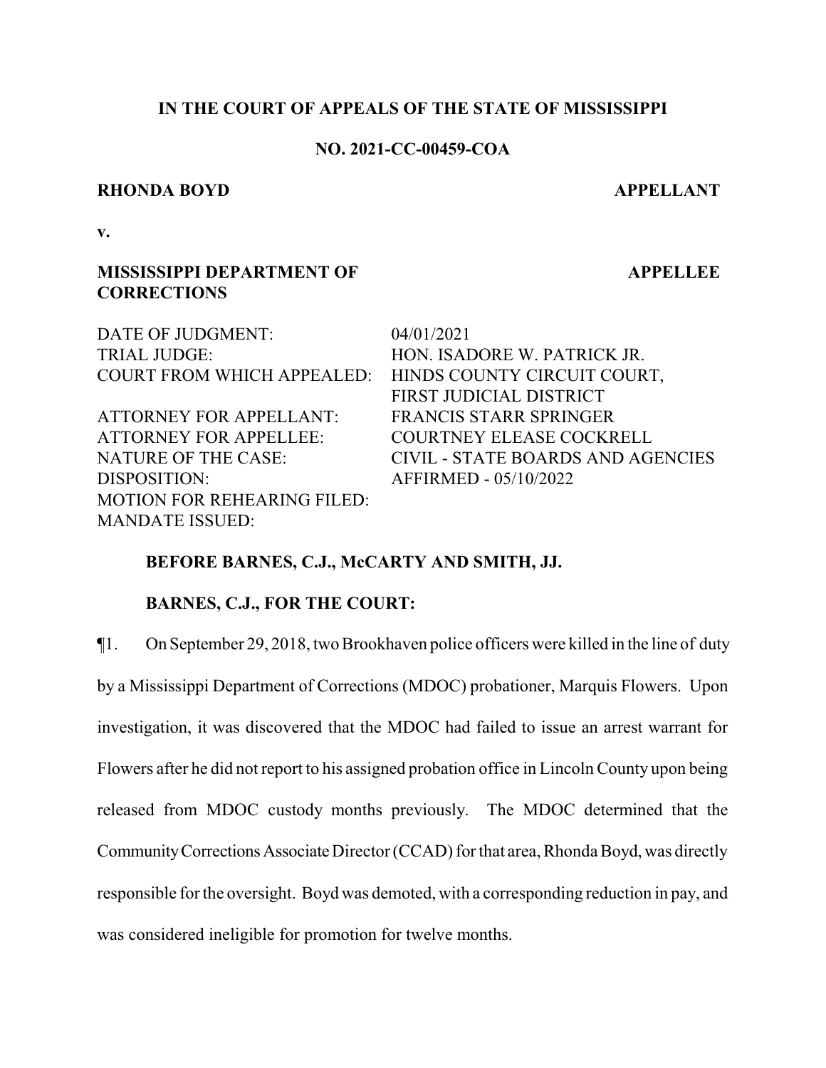**IN THE COURT OF APPEALS OF THE STATE OF MISSISSIPPI**

**NO. 2021-CC-00459-COA**

**RHONDA BOYD** **APPELLANT**

**v.**

**MISSISSIPPI DEPARTMENT OF CORRECTIONS** **APPELLEE**

| | |
|---|---|
| DATE OF JUDGMENT: | 04/01/2021 |
| TRIAL JUDGE: | HON. ISADORE W. PATRICK JR. |
| COURT FROM WHICH APPEALED: | HINDS COUNTY CIRCUIT COURT, FIRST JUDICIAL DISTRICT |
| ATTORNEY FOR APPELLANT: | FRANCIS STARR SPRINGER |
| ATTORNEY FOR APPELLEE: | COURTNEY ELEASE COCKRELL |
| NATURE OF THE CASE: | CIVIL - STATE BOARDS AND AGENCIES |
| DISPOSITION: | AFFIRMED - 05/10/2022 |
| MOTION FOR REHEARING FILED: | |
| MANDATE ISSUED: | |

**BEFORE BARNES, C.J., McCARTY AND SMITH, JJ.**

**BARNES, C.J., FOR THE COURT:**

¶1. On September 29, 2018, two Brookhaven police officers were killed in the line of duty by a Mississippi Department of Corrections (MDOC) probationer, Marquis Flowers. Upon investigation, it was discovered that the MDOC had failed to issue an arrest warrant for Flowers after he did not report to his assigned probation office in Lincoln County upon being released from MDOC custody months previously. The MDOC determined that the Community Corrections Associate Director (CCAD) for that area, Rhonda Boyd, was directly responsible for the oversight. Boyd was demoted, with a corresponding reduction in pay, and was considered ineligible for promotion for twelve months.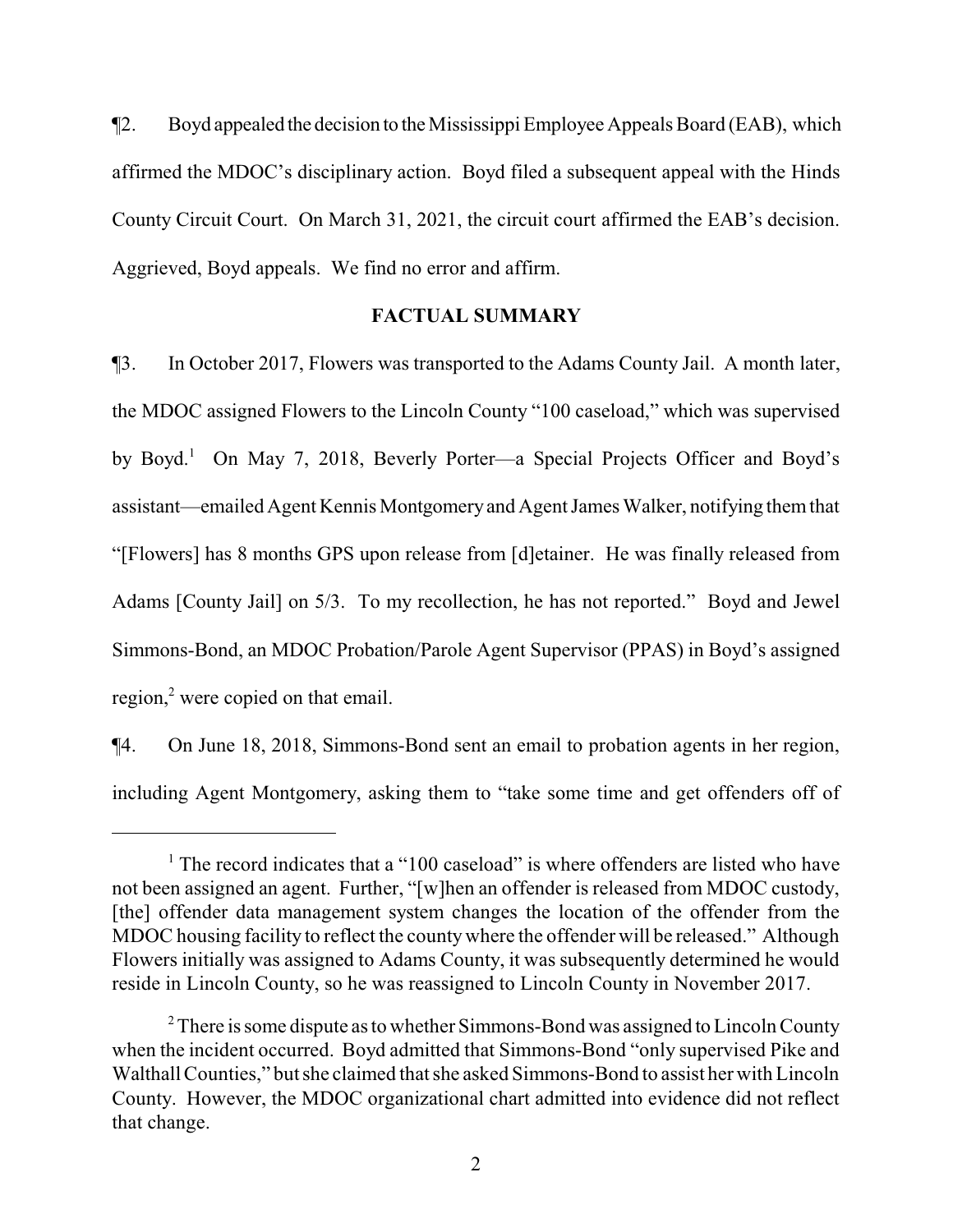¶2. Boyd appealed the decision to the Mississippi Employee Appeals Board (EAB), which affirmed the MDOC's disciplinary action. Boyd filed a subsequent appeal with the Hinds County Circuit Court. On March 31, 2021, the circuit court affirmed the EAB's decision. Aggrieved, Boyd appeals. We find no error and affirm.

**FACTUAL SUMMARY**

¶3. In October 2017, Flowers was transported to the Adams County Jail. A month later, the MDOC assigned Flowers to the Lincoln County "100 caseload," which was supervised by Boyd.[1] On May 7, 2018, Beverly Porter—a Special Projects Officer and Boyd's assistant—emailed Agent Kennis Montgomery and Agent James Walker, notifying them that "[Flowers] has 8 months GPS upon release from [d]etainer. He was finally released from Adams [County Jail] on 5/3. To my recollection, he has not reported." Boyd and Jewel Simmons-Bond, an MDOC Probation/Parole Agent Supervisor (PPAS) in Boyd's assigned region,[2] were copied on that email.

¶4. On June 18, 2018, Simmons-Bond sent an email to probation agents in her region, including Agent Montgomery, asking them to "take some time and get offenders off of

---

[1] The record indicates that a "100 caseload" is where offenders are listed who have not been assigned an agent. Further, "[w]hen an offender is released from MDOC custody, [the] offender data management system changes the location of the offender from the MDOC housing facility to reflect the county where the offender will be released." Although Flowers initially was assigned to Adams County, it was subsequently determined he would reside in Lincoln County, so he was reassigned to Lincoln County in November 2017.

[2] There is some dispute as to whether Simmons-Bond was assigned to Lincoln County when the incident occurred. Boyd admitted that Simmons-Bond "only supervised Pike and Walthall Counties," but she claimed that she asked Simmons-Bond to assist her with Lincoln County. However, the MDOC organizational chart admitted into evidence did not reflect that change.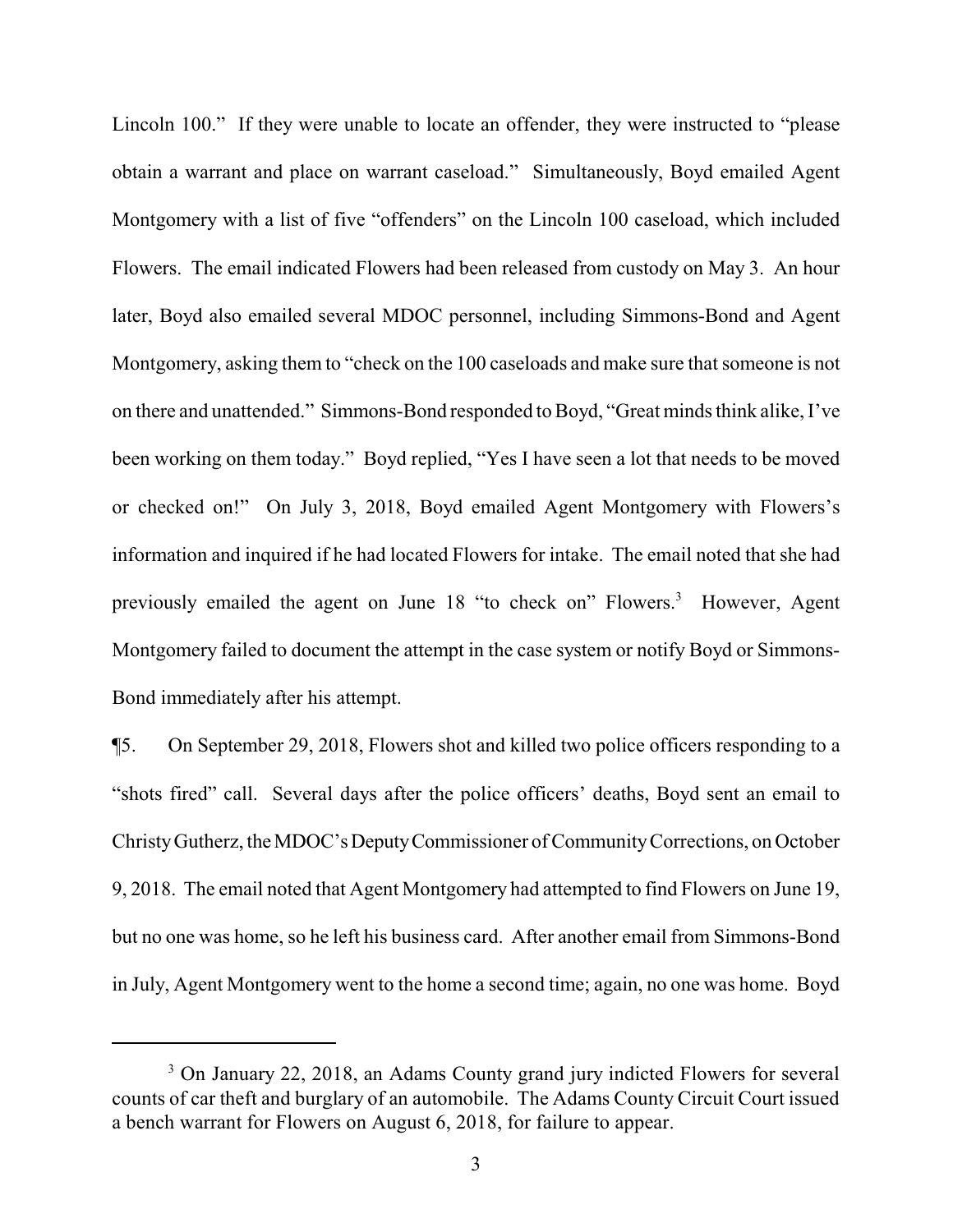Lincoln 100." If they were unable to locate an offender, they were instructed to "please obtain a warrant and place on warrant caseload." Simultaneously, Boyd emailed Agent Montgomery with a list of five "offenders" on the Lincoln 100 caseload, which included Flowers. The email indicated Flowers had been released from custody on May 3. An hour later, Boyd also emailed several MDOC personnel, including Simmons-Bond and Agent Montgomery, asking them to "check on the 100 caseloads and make sure that someone is not on there and unattended." Simmons-Bond responded to Boyd, "Great minds think alike, I've been working on them today." Boyd replied, "Yes I have seen a lot that needs to be moved or checked on!" On July 3, 2018, Boyd emailed Agent Montgomery with Flowers's information and inquired if he had located Flowers for intake. The email noted that she had previously emailed the agent on June 18 "to check on" Flowers.[3] However, Agent Montgomery failed to document the attempt in the case system or notify Boyd or Simmons-Bond immediately after his attempt.

¶5. On September 29, 2018, Flowers shot and killed two police officers responding to a "shots fired" call. Several days after the police officers' deaths, Boyd sent an email to Christy Gutherz, the MDOC's Deputy Commissioner of Community Corrections, on October 9, 2018. The email noted that Agent Montgomery had attempted to find Flowers on June 19, but no one was home, so he left his business card. After another email from Simmons-Bond in July, Agent Montgomery went to the home a second time; again, no one was home. Boyd

[3] On January 22, 2018, an Adams County grand jury indicted Flowers for several counts of car theft and burglary of an automobile. The Adams County Circuit Court issued a bench warrant for Flowers on August 6, 2018, for failure to appear.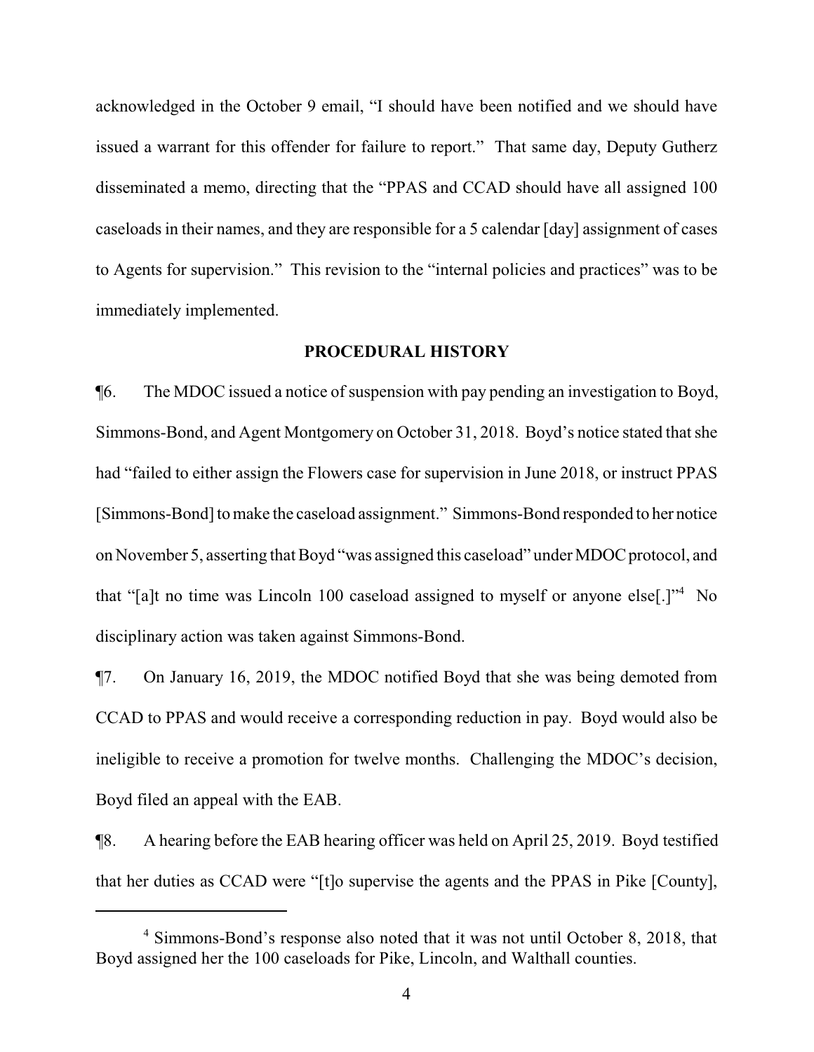acknowledged in the October 9 email, "I should have been notified and we should have issued a warrant for this offender for failure to report." That same day, Deputy Gutherz disseminated a memo, directing that the "PPAS and CCAD should have all assigned 100 caseloads in their names, and they are responsible for a 5 calendar [day] assignment of cases to Agents for supervision." This revision to the "internal policies and practices" was to be immediately implemented.

## PROCEDURAL HISTORY

¶6. The MDOC issued a notice of suspension with pay pending an investigation to Boyd, Simmons-Bond, and Agent Montgomery on October 31, 2018. Boyd's notice stated that she had "failed to either assign the Flowers case for supervision in June 2018, or instruct PPAS [Simmons-Bond] to make the caseload assignment." Simmons-Bond responded to her notice on November 5, asserting that Boyd "was assigned this caseload" under MDOC protocol, and that "[a]t no time was Lincoln 100 caseload assigned to myself or anyone else[.]"[4] No disciplinary action was taken against Simmons-Bond.

¶7. On January 16, 2019, the MDOC notified Boyd that she was being demoted from CCAD to PPAS and would receive a corresponding reduction in pay. Boyd would also be ineligible to receive a promotion for twelve months. Challenging the MDOC's decision, Boyd filed an appeal with the EAB.

¶8. A hearing before the EAB hearing officer was held on April 25, 2019. Boyd testified that her duties as CCAD were "[t]o supervise the agents and the PPAS in Pike [County],

---

[4] Simmons-Bond's response also noted that it was not until October 8, 2018, that Boyd assigned her the 100 caseloads for Pike, Lincoln, and Walthall counties.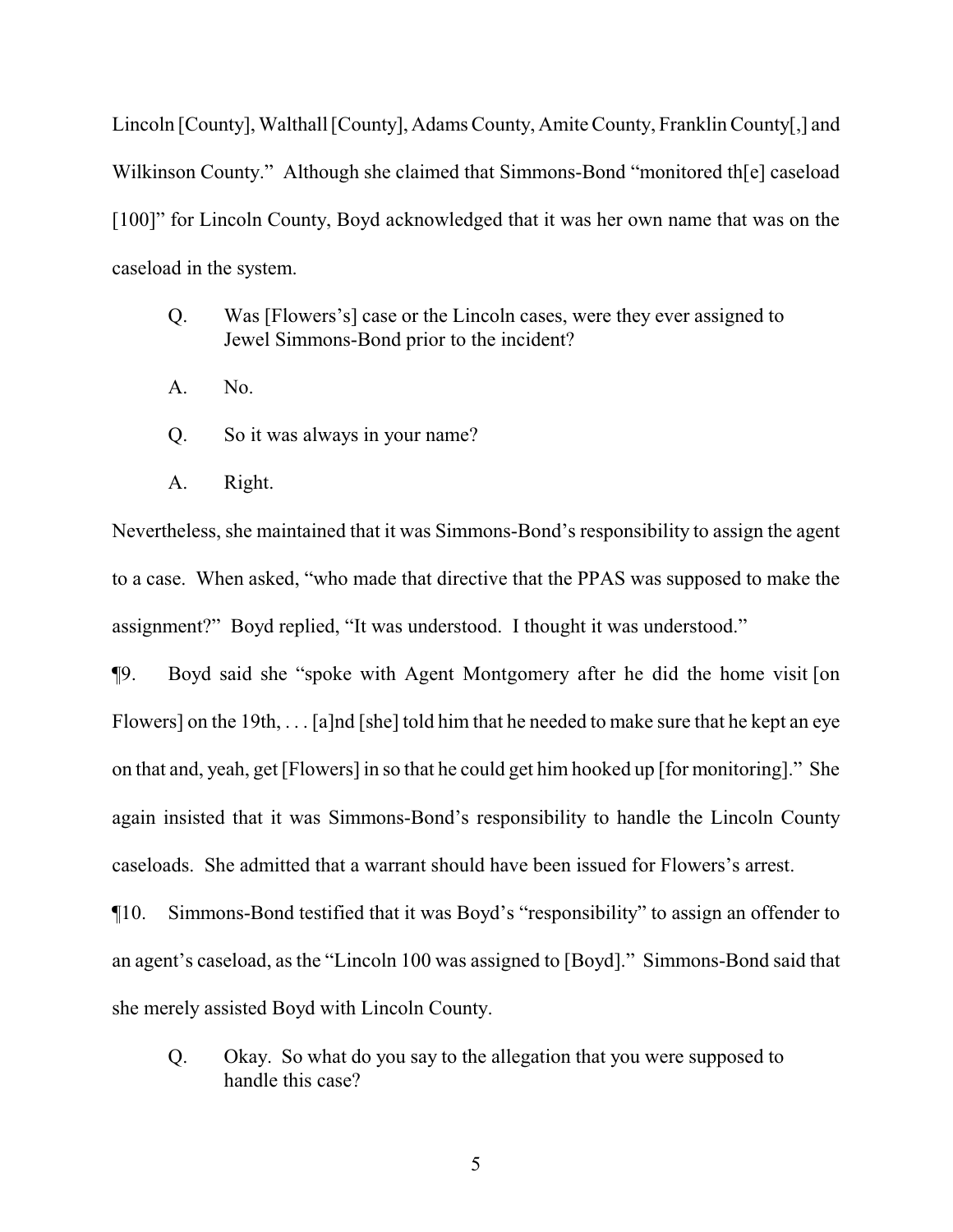Lincoln [County], Walthall [County], Adams County, Amite County, Franklin County[,] and Wilkinson County." Although she claimed that Simmons-Bond "monitored th[e] caseload [100]" for Lincoln County, Boyd acknowledged that it was her own name that was on the caseload in the system.

> Q. Was [Flowers's] case or the Lincoln cases, were they ever assigned to Jewel Simmons-Bond prior to the incident?
>
> A. No.
>
> Q. So it was always in your name?
>
> A. Right.

Nevertheless, she maintained that it was Simmons-Bond's responsibility to assign the agent to a case. When asked, "who made that directive that the PPAS was supposed to make the assignment?" Boyd replied, "It was understood. I thought it was understood."

¶9. Boyd said she "spoke with Agent Montgomery after he did the home visit [on Flowers] on the 19th, . . . [a]nd [she] told him that he needed to make sure that he kept an eye on that and, yeah, get [Flowers] in so that he could get him hooked up [for monitoring]." She again insisted that it was Simmons-Bond's responsibility to handle the Lincoln County caseloads. She admitted that a warrant should have been issued for Flowers's arrest.

¶10. Simmons-Bond testified that it was Boyd's "responsibility" to assign an offender to an agent's caseload, as the "Lincoln 100 was assigned to [Boyd]." Simmons-Bond said that she merely assisted Boyd with Lincoln County.

> Q. Okay. So what do you say to the allegation that you were supposed to handle this case?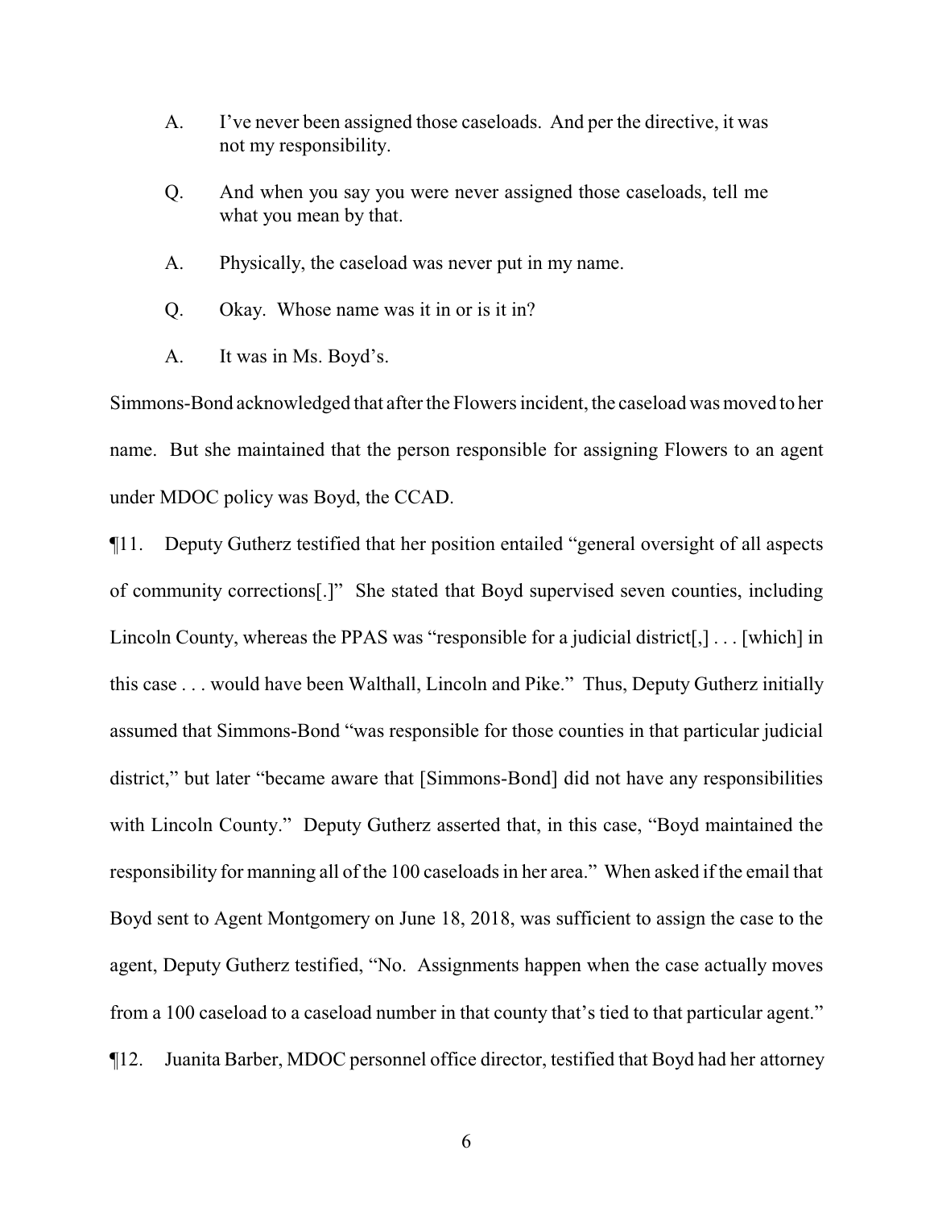A. I've never been assigned those caseloads. And per the directive, it was not my responsibility.

Q. And when you say you were never assigned those caseloads, tell me what you mean by that.

A. Physically, the caseload was never put in my name.

Q. Okay. Whose name was it in or is it in?

A. It was in Ms. Boyd's.

Simmons-Bond acknowledged that after the Flowers incident, the caseload was moved to her name. But she maintained that the person responsible for assigning Flowers to an agent under MDOC policy was Boyd, the CCAD.

¶11. Deputy Gutherz testified that her position entailed "general oversight of all aspects of community corrections[.]" She stated that Boyd supervised seven counties, including Lincoln County, whereas the PPAS was "responsible for a judicial district[,] . . . [which] in this case . . . would have been Walthall, Lincoln and Pike." Thus, Deputy Gutherz initially assumed that Simmons-Bond "was responsible for those counties in that particular judicial district," but later "became aware that [Simmons-Bond] did not have any responsibilities with Lincoln County." Deputy Gutherz asserted that, in this case, "Boyd maintained the responsibility for manning all of the 100 caseloads in her area." When asked if the email that Boyd sent to Agent Montgomery on June 18, 2018, was sufficient to assign the case to the agent, Deputy Gutherz testified, "No. Assignments happen when the case actually moves from a 100 caseload to a caseload number in that county that's tied to that particular agent."

¶12. Juanita Barber, MDOC personnel office director, testified that Boyd had her attorney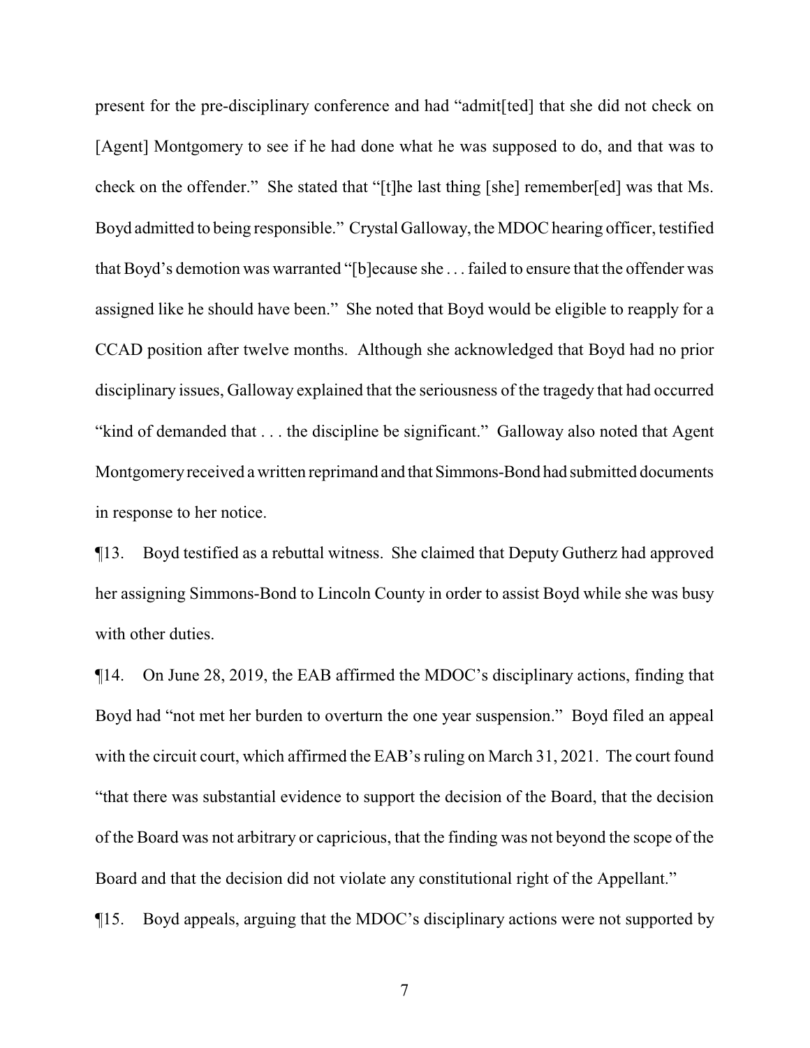present for the pre-disciplinary conference and had "admit[ted] that she did not check on [Agent] Montgomery to see if he had done what he was supposed to do, and that was to check on the offender." She stated that "[t]he last thing [she] remember[ed] was that Ms. Boyd admitted to being responsible." Crystal Galloway, the MDOC hearing officer, testified that Boyd's demotion was warranted "[b]ecause she . . . failed to ensure that the offender was assigned like he should have been." She noted that Boyd would be eligible to reapply for a CCAD position after twelve months. Although she acknowledged that Boyd had no prior disciplinary issues, Galloway explained that the seriousness of the tragedy that had occurred "kind of demanded that . . . the discipline be significant." Galloway also noted that Agent Montgomery received a written reprimand and that Simmons-Bond had submitted documents in response to her notice.

¶13. Boyd testified as a rebuttal witness. She claimed that Deputy Gutherz had approved her assigning Simmons-Bond to Lincoln County in order to assist Boyd while she was busy with other duties.

¶14. On June 28, 2019, the EAB affirmed the MDOC's disciplinary actions, finding that Boyd had "not met her burden to overturn the one year suspension." Boyd filed an appeal with the circuit court, which affirmed the EAB's ruling on March 31, 2021. The court found "that there was substantial evidence to support the decision of the Board, that the decision of the Board was not arbitrary or capricious, that the finding was not beyond the scope of the Board and that the decision did not violate any constitutional right of the Appellant."

¶15. Boyd appeals, arguing that the MDOC's disciplinary actions were not supported by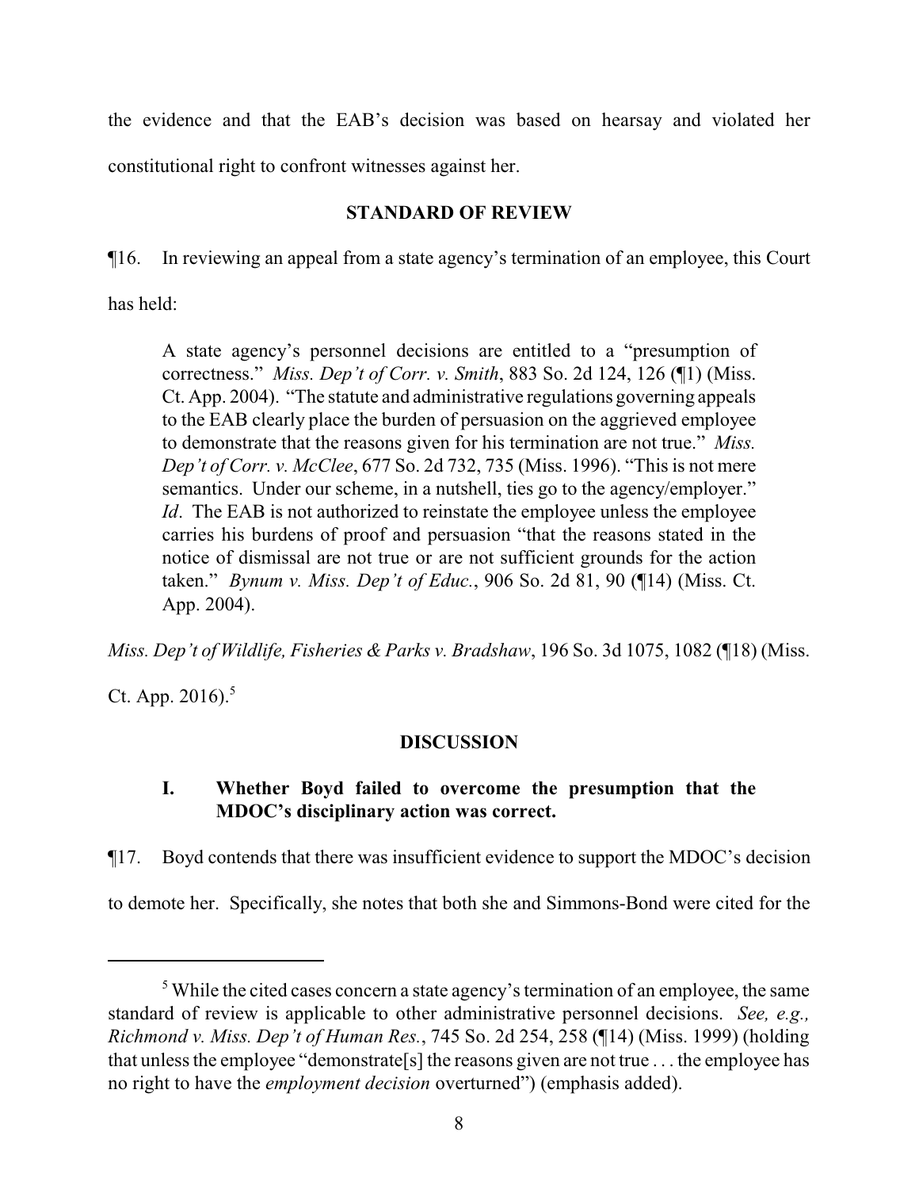the evidence and that the EAB's decision was based on hearsay and violated her constitutional right to confront witnesses against her.

## STANDARD OF REVIEW

¶16. In reviewing an appeal from a state agency's termination of an employee, this Court has held:

> A state agency's personnel decisions are entitled to a "presumption of correctness." *Miss. Dep't of Corr. v. Smith*, 883 So. 2d 124, 126 (¶1) (Miss. Ct. App. 2004). "The statute and administrative regulations governing appeals to the EAB clearly place the burden of persuasion on the aggrieved employee to demonstrate that the reasons given for his termination are not true." *Miss. Dep't of Corr. v. McClee*, 677 So. 2d 732, 735 (Miss. 1996). "This is not mere semantics. Under our scheme, in a nutshell, ties go to the agency/employer." *Id*. The EAB is not authorized to reinstate the employee unless the employee carries his burdens of proof and persuasion "that the reasons stated in the notice of dismissal are not true or are not sufficient grounds for the action taken." *Bynum v. Miss. Dep't of Educ.*, 906 So. 2d 81, 90 (¶14) (Miss. Ct. App. 2004).

*Miss. Dep't of Wildlife, Fisheries & Parks v. Bradshaw*, 196 So. 3d 1075, 1082 (¶18) (Miss. Ct. App. 2016).[5]

## DISCUSSION

### I. Whether Boyd failed to overcome the presumption that the MDOC's disciplinary action was correct.

¶17. Boyd contends that there was insufficient evidence to support the MDOC's decision to demote her. Specifically, she notes that both she and Simmons-Bond were cited for the

---

[5] While the cited cases concern a state agency's termination of an employee, the same standard of review is applicable to other administrative personnel decisions. *See, e.g., Richmond v. Miss. Dep't of Human Res.*, 745 So. 2d 254, 258 (¶14) (Miss. 1999) (holding that unless the employee "demonstrate[s] the reasons given are not true . . . the employee has no right to have the *employment decision* overturned") (emphasis added).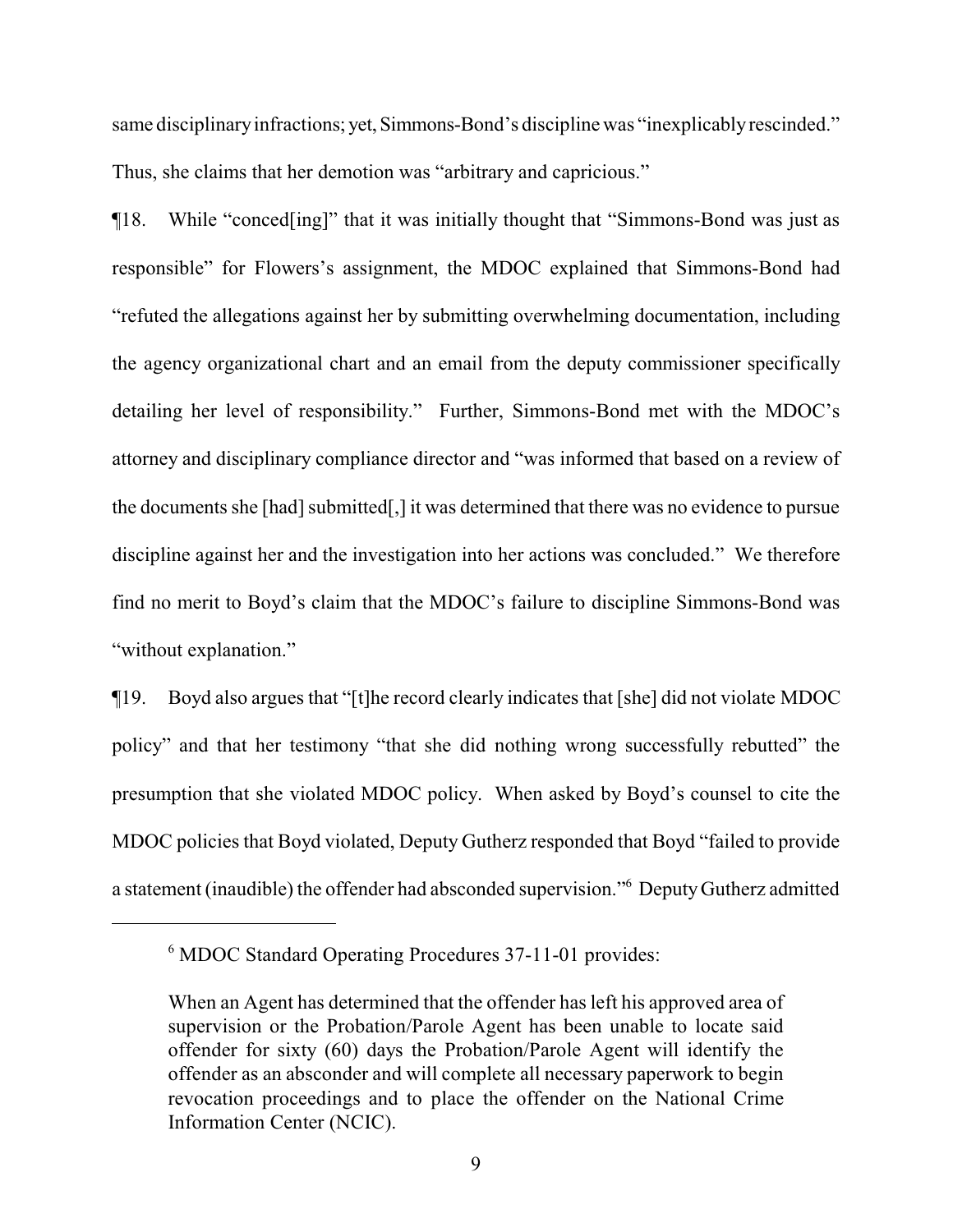same disciplinary infractions; yet, Simmons-Bond's discipline was "inexplicably rescinded." Thus, she claims that her demotion was "arbitrary and capricious."

¶18. While "conced[ing]" that it was initially thought that "Simmons-Bond was just as responsible" for Flowers's assignment, the MDOC explained that Simmons-Bond had "refuted the allegations against her by submitting overwhelming documentation, including the agency organizational chart and an email from the deputy commissioner specifically detailing her level of responsibility." Further, Simmons-Bond met with the MDOC's attorney and disciplinary compliance director and "was informed that based on a review of the documents she [had] submitted[,] it was determined that there was no evidence to pursue discipline against her and the investigation into her actions was concluded." We therefore find no merit to Boyd's claim that the MDOC's failure to discipline Simmons-Bond was "without explanation."

¶19. Boyd also argues that "[t]he record clearly indicates that [she] did not violate MDOC policy" and that her testimony "that she did nothing wrong successfully rebutted" the presumption that she violated MDOC policy. When asked by Boyd's counsel to cite the MDOC policies that Boyd violated, Deputy Gutherz responded that Boyd "failed to provide a statement (inaudible) the offender had absconded supervision."[6] Deputy Gutherz admitted

---

[6] MDOC Standard Operating Procedures 37-11-01 provides:

> When an Agent has determined that the offender has left his approved area of supervision or the Probation/Parole Agent has been unable to locate said offender for sixty (60) days the Probation/Parole Agent will identify the offender as an absconder and will complete all necessary paperwork to begin revocation proceedings and to place the offender on the National Crime Information Center (NCIC).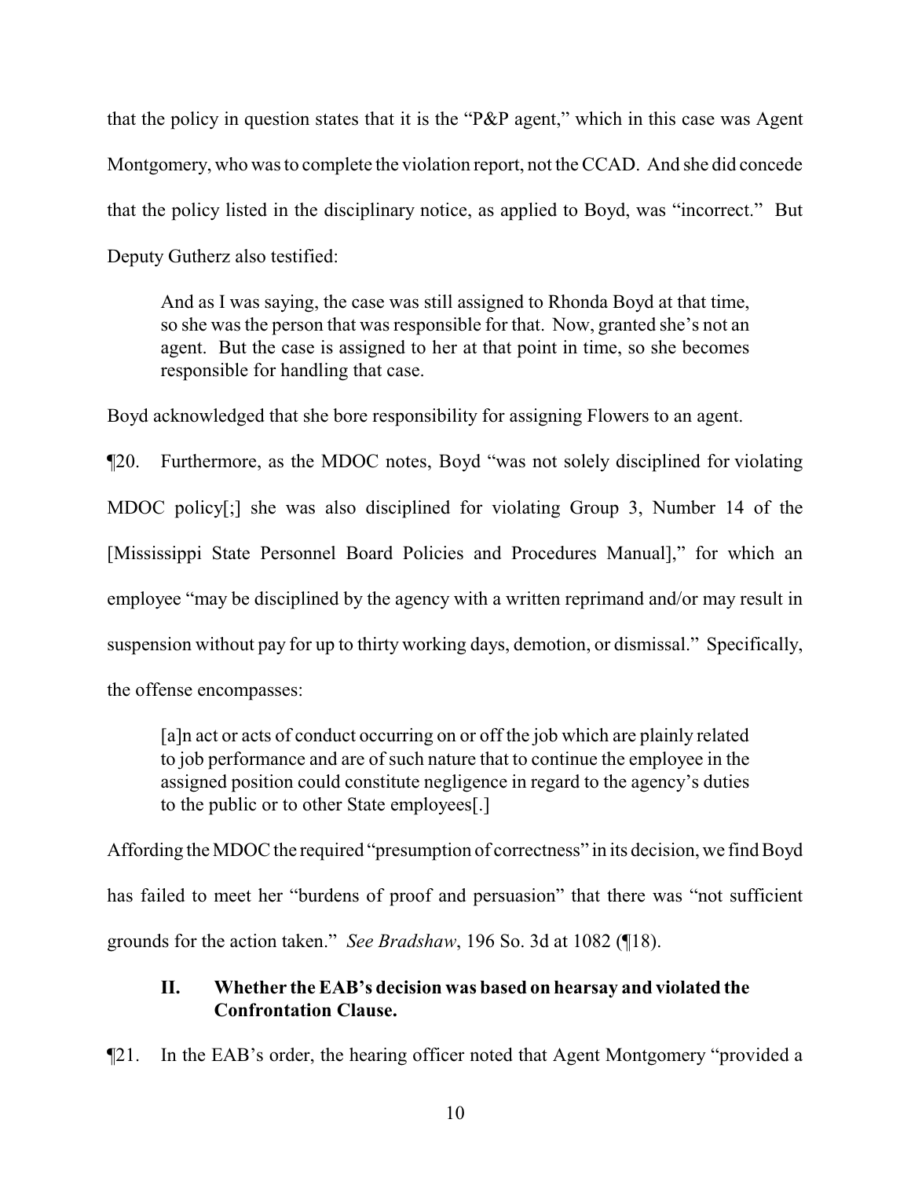that the policy in question states that it is the "P&P agent," which in this case was Agent Montgomery, who was to complete the violation report, not the CCAD. And she did concede that the policy listed in the disciplinary notice, as applied to Boyd, was "incorrect." But Deputy Gutherz also testified:

> And as I was saying, the case was still assigned to Rhonda Boyd at that time, so she was the person that was responsible for that. Now, granted she's not an agent. But the case is assigned to her at that point in time, so she becomes responsible for handling that case.

Boyd acknowledged that she bore responsibility for assigning Flowers to an agent.

¶20. Furthermore, as the MDOC notes, Boyd "was not solely disciplined for violating MDOC policy[;] she was also disciplined for violating Group 3, Number 14 of the [Mississippi State Personnel Board Policies and Procedures Manual]," for which an employee "may be disciplined by the agency with a written reprimand and/or may result in suspension without pay for up to thirty working days, demotion, or dismissal." Specifically, the offense encompasses:

> [a]n act or acts of conduct occurring on or off the job which are plainly related to job performance and are of such nature that to continue the employee in the assigned position could constitute negligence in regard to the agency's duties to the public or to other State employees[.]

Affording the MDOC the required "presumption of correctness" in its decision, we find Boyd has failed to meet her "burdens of proof and persuasion" that there was "not sufficient grounds for the action taken." *See Bradshaw*, 196 So. 3d at 1082 (¶18).

## II. Whether the EAB's decision was based on hearsay and violated the Confrontation Clause.

¶21. In the EAB's order, the hearing officer noted that Agent Montgomery "provided a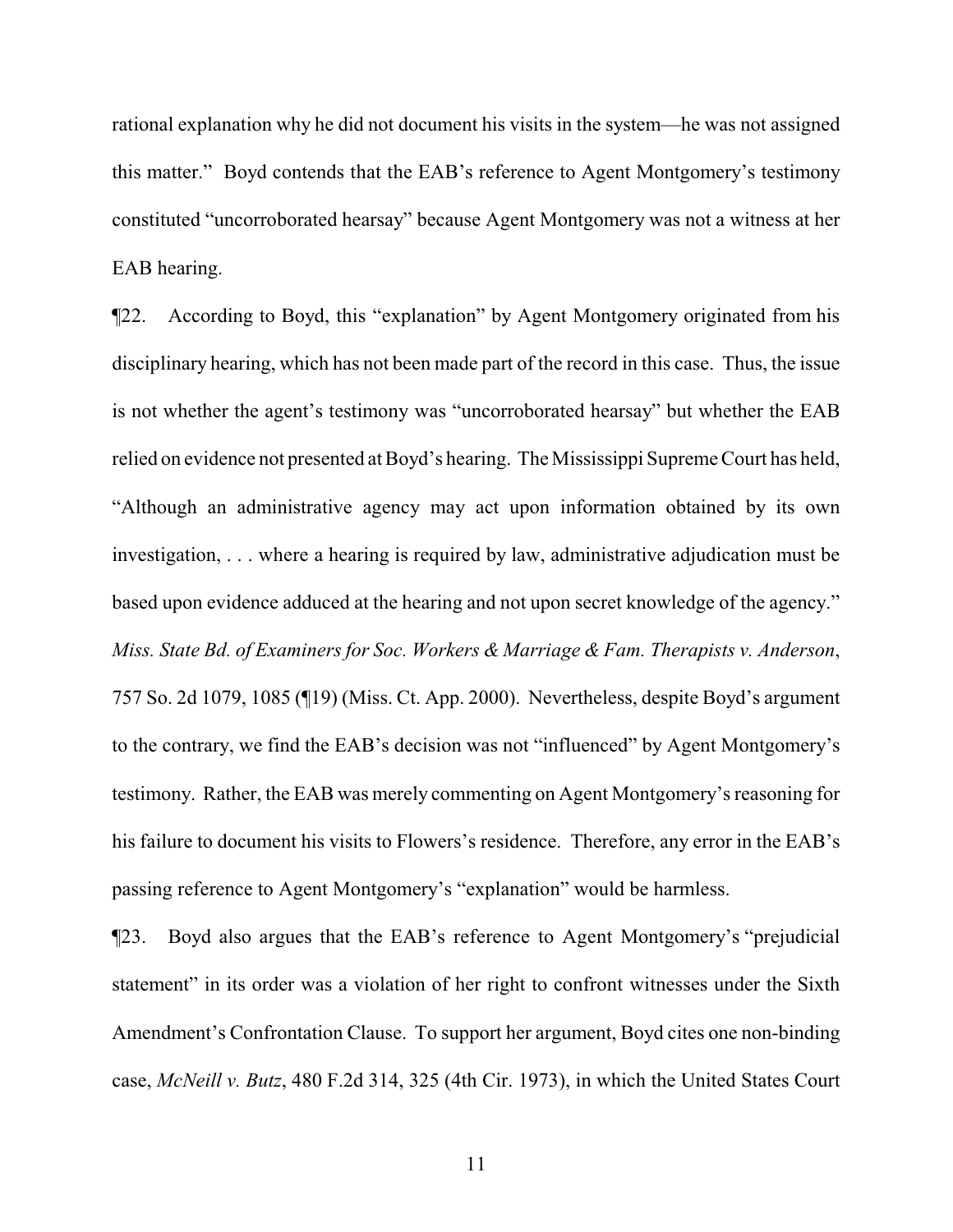rational explanation why he did not document his visits in the system—he was not assigned this matter." Boyd contends that the EAB's reference to Agent Montgomery's testimony constituted "uncorroborated hearsay" because Agent Montgomery was not a witness at her EAB hearing.

¶22. According to Boyd, this "explanation" by Agent Montgomery originated from his disciplinary hearing, which has not been made part of the record in this case. Thus, the issue is not whether the agent's testimony was "uncorroborated hearsay" but whether the EAB relied on evidence not presented at Boyd's hearing. The Mississippi Supreme Court has held, "Although an administrative agency may act upon information obtained by its own investigation, . . . where a hearing is required by law, administrative adjudication must be based upon evidence adduced at the hearing and not upon secret knowledge of the agency." *Miss. State Bd. of Examiners for Soc. Workers & Marriage & Fam. Therapists v. Anderson*, 757 So. 2d 1079, 1085 (¶19) (Miss. Ct. App. 2000). Nevertheless, despite Boyd's argument to the contrary, we find the EAB's decision was not "influenced" by Agent Montgomery's testimony. Rather, the EAB was merely commenting on Agent Montgomery's reasoning for his failure to document his visits to Flowers's residence. Therefore, any error in the EAB's passing reference to Agent Montgomery's "explanation" would be harmless.

¶23. Boyd also argues that the EAB's reference to Agent Montgomery's "prejudicial statement" in its order was a violation of her right to confront witnesses under the Sixth Amendment's Confrontation Clause. To support her argument, Boyd cites one non-binding case, *McNeill v. Butz*, 480 F.2d 314, 325 (4th Cir. 1973), in which the United States Court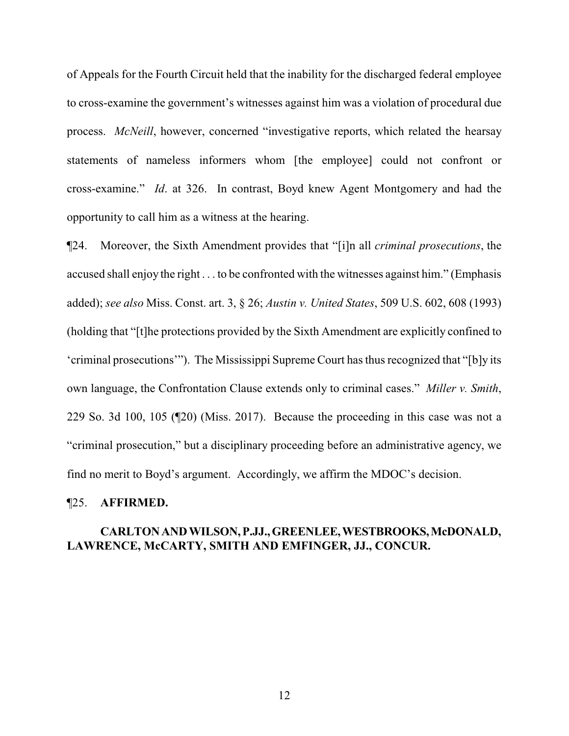of Appeals for the Fourth Circuit held that the inability for the discharged federal employee to cross-examine the government's witnesses against him was a violation of procedural due process. *McNeill*, however, concerned "investigative reports, which related the hearsay statements of nameless informers whom [the employee] could not confront or cross-examine." *Id*. at 326. In contrast, Boyd knew Agent Montgomery and had the opportunity to call him as a witness at the hearing.

¶24. Moreover, the Sixth Amendment provides that "[i]n all *criminal prosecutions*, the accused shall enjoy the right . . . to be confronted with the witnesses against him." (Emphasis added); *see also* Miss. Const. art. 3, § 26; *Austin v. United States*, 509 U.S. 602, 608 (1993) (holding that "[t]he protections provided by the Sixth Amendment are explicitly confined to 'criminal prosecutions'"). The Mississippi Supreme Court has thus recognized that "[b]y its own language, the Confrontation Clause extends only to criminal cases." *Miller v. Smith*, 229 So. 3d 100, 105 (¶20) (Miss. 2017). Because the proceeding in this case was not a "criminal prosecution," but a disciplinary proceeding before an administrative agency, we find no merit to Boyd's argument. Accordingly, we affirm the MDOC's decision.

¶25. **AFFIRMED.**

**CARLTON AND WILSON, P.JJ., GREENLEE, WESTBROOKS, McDONALD, LAWRENCE, McCARTY, SMITH AND EMFINGER, JJ., CONCUR.**